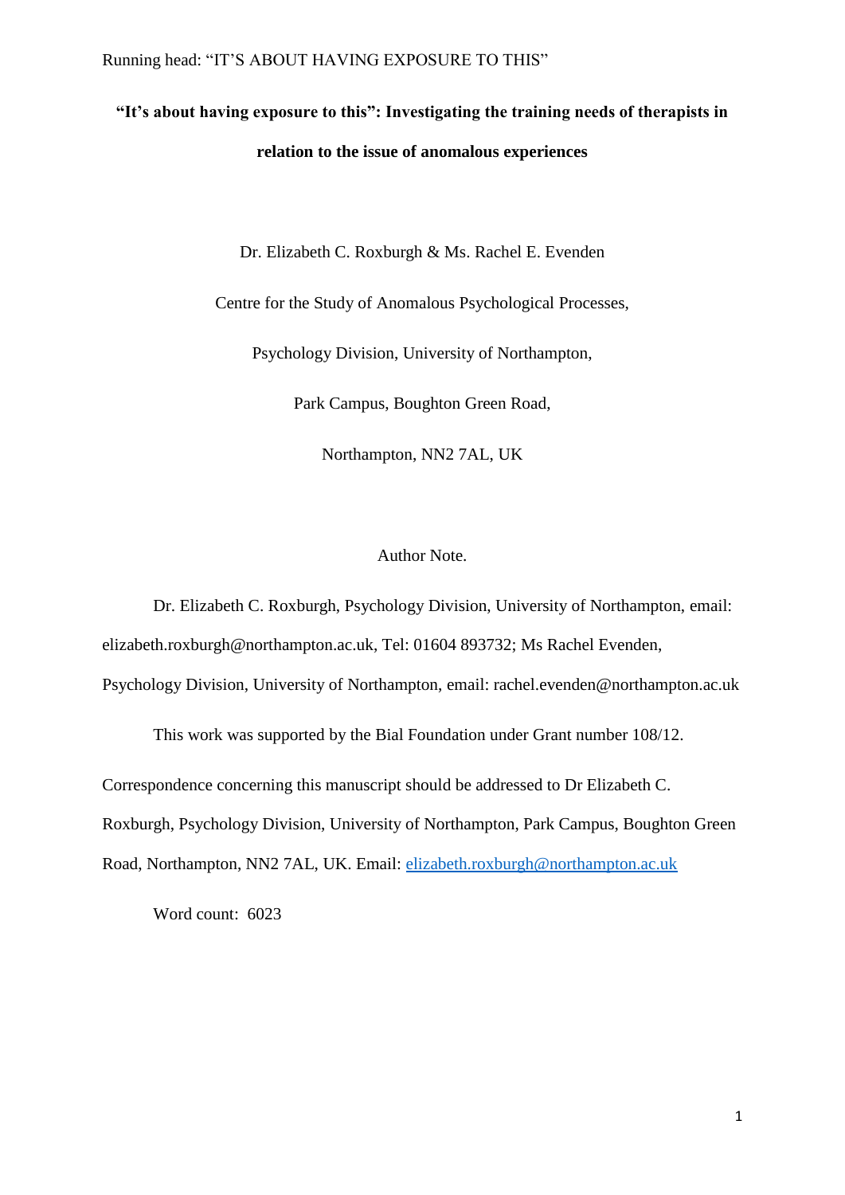# "It's about having exposure to this": Investigating the training needs of therapists in relation to the issue of anomalous experiences

Dr. Elizabeth C. Roxburgh & Ms. Rachel E. Evenden

Centre for the Study of Anomalous Psychological Processes,

Psychology Division, University of Northampton,

Park Campus, Boughton Green Road,

Northampton, NN2 7AL, UK

Author Note.

Dr. Elizabeth C. Roxburgh, Psychology Division, University of Northampton, email: elizabeth.roxburgh@northampton.ac.uk, Tel: 01604 893732; Ms Rachel Evenden, Psychology Division, University of Northampton, email: rachel.evenden@northampton.ac.uk

This work was supported by the Bial Foundation under Grant number 108/12.

Correspondence concerning this manuscript should be addressed to Dr Elizabeth C. Roxburgh, Psychology Division, University of Northampton, Park Campus, Boughton Green Road, Northampton, NN2 7AL, UK. Email: elizabeth.roxburgh@northampton.ac.uk

Word count: 6023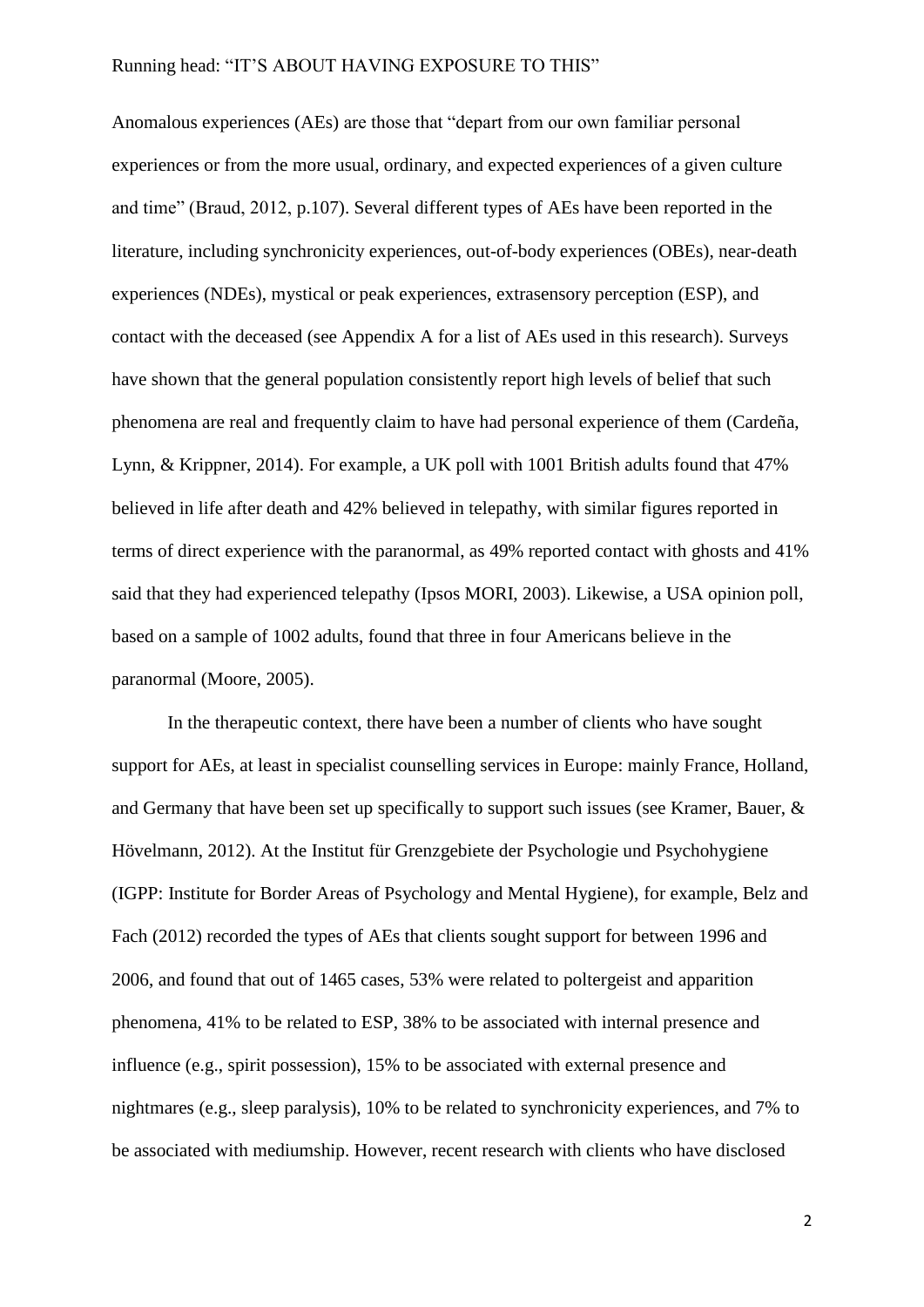Anomalous experiences (AEs) are those that "depart from our own familiar personal experiences or from the more usual, ordinary, and expected experiences of a given culture and time" (Braud, 2012, p.107). Several different types of AEs have been reported in the literature, including synchronicity experiences, out-of-body experiences (OBEs), near-death experiences (NDEs), mystical or peak experiences, extrasensory perception (ESP), and contact with the deceased (see Appendix A for a list of AEs used in this research). Surveys have shown that the general population consistently report high levels of belief that such phenomena are real and frequently claim to have had personal experience of them (Cardeña, Lynn, & Krippner, 2014). For example, a UK poll with 1001 British adults found that 47% believed in life after death and 42% believed in telepathy, with similar figures reported in terms of direct experience with the paranormal, as 49% reported contact with ghosts and 41% said that they had experienced telepathy (Ipsos MORI, 2003). Likewise, a USA opinion poll, based on a sample of 1002 adults, found that three in four Americans believe in the paranormal (Moore, 2005).

In the therapeutic context, there have been a number of clients who have sought support for AEs, at least in specialist counselling services in Europe: mainly France, Holland, and Germany that have been set up specifically to support such issues (see Kramer, Bauer, & Hövelmann, 2012). At the Institut für Grenzgebiete der Psychologie und Psychohygiene (IGPP: Institute for Border Areas of Psychology and Mental Hygiene), for example, Belz and Fach (2012) recorded the types of AEs that clients sought support for between 1996 and 2006, and found that out of 1465 cases, 53% were related to poltergeist and apparition phenomena, 41% to be related to ESP, 38% to be associated with internal presence and influence (e.g., spirit possession), 15% to be associated with external presence and nightmares (e.g., sleep paralysis), 10% to be related to synchronicity experiences, and 7% to be associated with mediumship. However, recent research with clients who have disclosed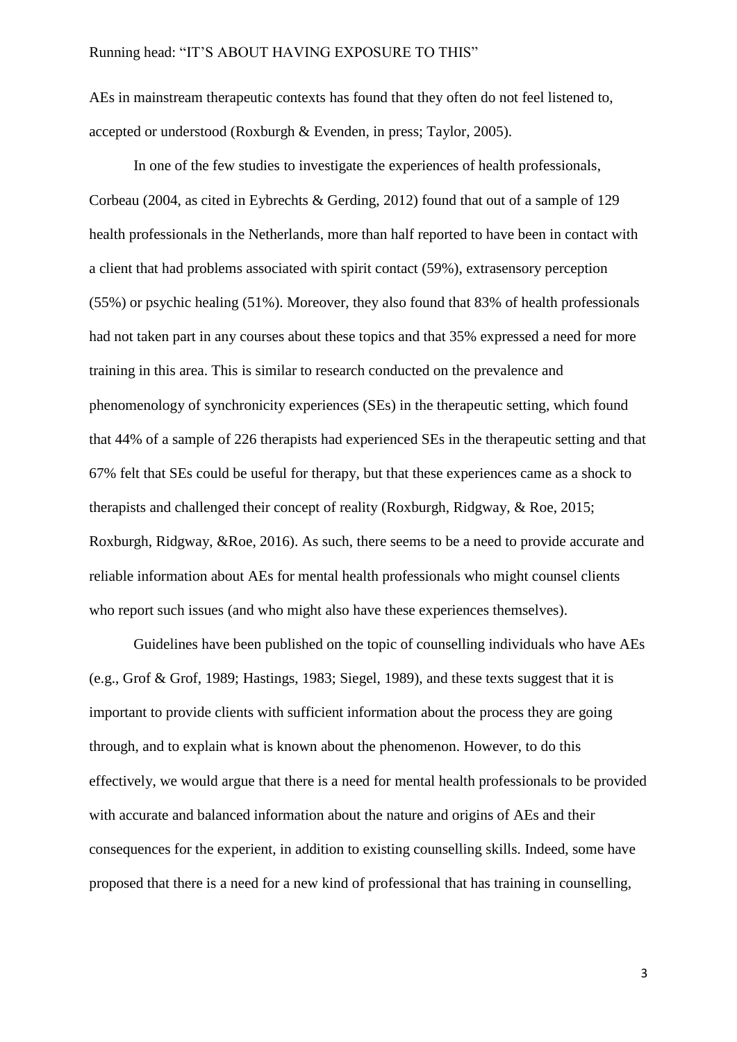AEs in mainstream therapeutic contexts has found that they often do not feel listened to, accepted or understood (Roxburgh & Evenden, in press; Taylor, 2005).

In one of the few studies to investigate the experiences of health professionals, Corbeau (2004, as cited in Eybrechts & Gerding, 2012) found that out of a sample of 129 health professionals in the Netherlands, more than half reported to have been in contact with a client that had problems associated with spirit contact (59%), extrasensory perception (55%) or psychic healing (51%). Moreover, they also found that 83% of health professionals had not taken part in any courses about these topics and that 35% expressed a need for more training in this area. This is similar to research conducted on the prevalence and phenomenology of synchronicity experiences (SEs) in the therapeutic setting, which found that 44% of a sample of 226 therapists had experienced SEs in the therapeutic setting and that 67% felt that SEs could be useful for therapy, but that these experiences came as a shock to therapists and challenged their concept of reality (Roxburgh, Ridgway, & Roe, 2015; Roxburgh, Ridgway, &Roe, 2016). As such, there seems to be a need to provide accurate and reliable information about AEs for mental health professionals who might counsel clients who report such issues (and who might also have these experiences themselves).

Guidelines have been published on the topic of counselling individuals who have AEs (e.g., Grof & Grof, 1989; Hastings, 1983; Siegel, 1989), and these texts suggest that it is important to provide clients with sufficient information about the process they are going through, and to explain what is known about the phenomenon. However, to do this effectively, we would argue that there is a need for mental health professionals to be provided with accurate and balanced information about the nature and origins of AEs and their consequences for the experient, in addition to existing counselling skills. Indeed, some have proposed that there is a need for a new kind of professional that has training in counselling,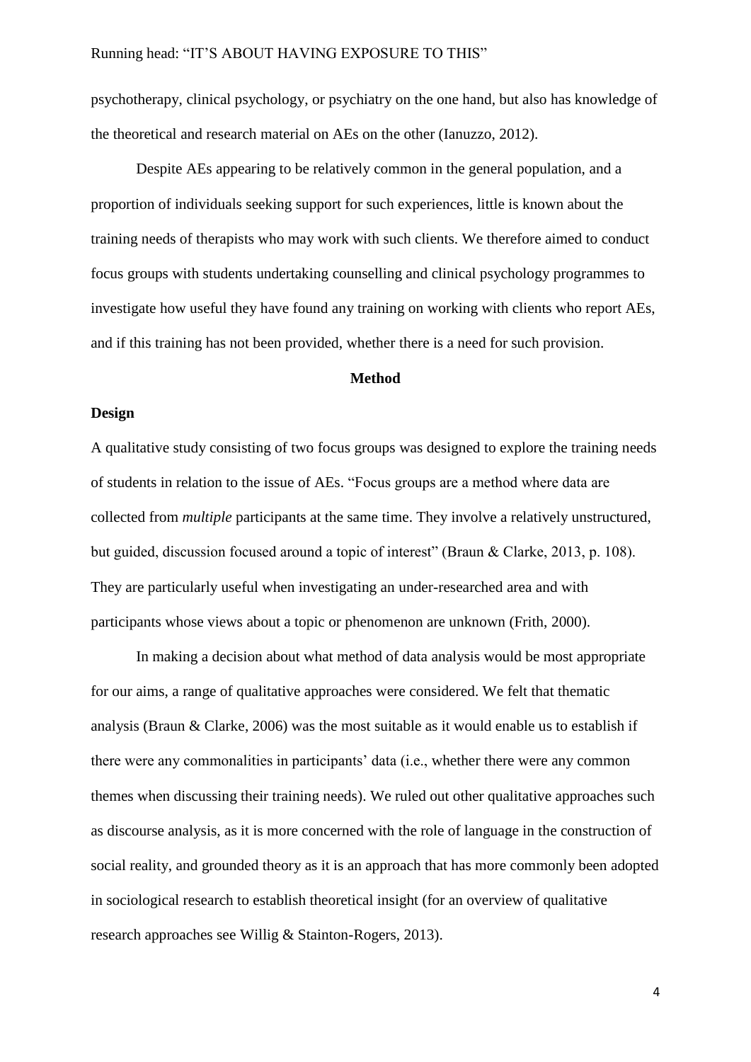psychotherapy, clinical psychology, or psychiatry on the one hand, but also has knowledge of the theoretical and research material on AEs on the other (Ianuzzo, 2012).

Despite AEs appearing to be relatively common in the general population, and a proportion of individuals seeking support for such experiences, little is known about the training needs of therapists who may work with such clients. We therefore aimed to conduct focus groups with students undertaking counselling and clinical psychology programmes to investigate how useful they have found any training on working with clients who report AEs, and if this training has not been provided, whether there is a need for such provision.

## Method

### Design

A qualitative study consisting of two focus groups was designed to explore the training needs of students in relation to the issue of AEs. "Focus groups are a method where data are collected from *multiple* participants at the same time. They involve a relatively unstructured, but guided, discussion focused around a topic of interest" (Braun & Clarke, 2013, p. 108). They are particularly useful when investigating an under-researched area and with participants whose views about a topic or phenomenon are unknown (Frith, 2000).

In making a decision about what method of data analysis would be most appropriate for our aims, a range of qualitative approaches were considered. We felt that thematic analysis (Braun & Clarke, 2006) was the most suitable as it would enable us to establish if there were any commonalities in participants' data (i.e., whether there were any common themes when discussing their training needs). We ruled out other qualitative approaches such as discourse analysis, as it is more concerned with the role of language in the construction of social reality, and grounded theory as it is an approach that has more commonly been adopted in sociological research to establish theoretical insight (for an overview of qualitative research approaches see Willig & Stainton-Rogers, 2013).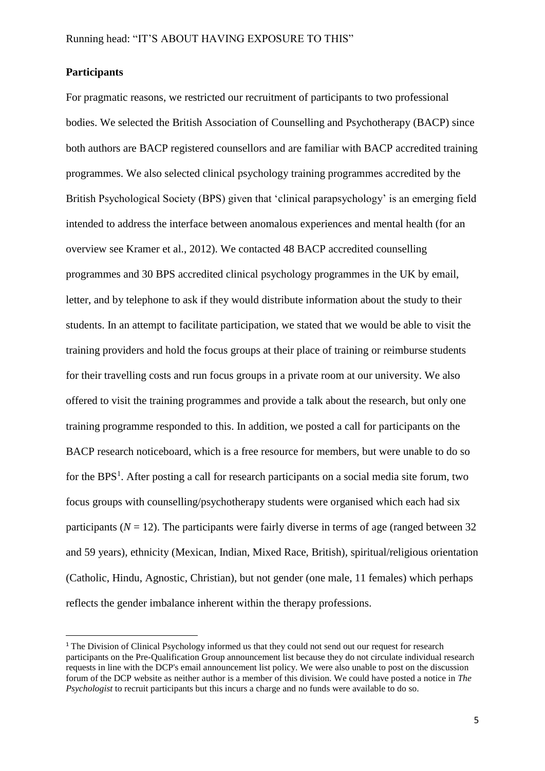**Participants**

For pragmatic reasons, we restricted our recruitment of participants to two professional bodies. We selected the British Association of Counselling and Psychotherapy (BACP) since both authors are BACP registered counsellors and are familiar with BACP accredited training programmes. We also selected clinical psychology training programmes accredited by the British Psychological Society (BPS) given that 'clinical parapsychology' is an emerging field intended to address the interface between anomalous experiences and mental health (for an overview see Kramer et al., 2012). We contacted 48 BACP accredited counselling programmes and 30 BPS accredited clinical psychology programmes in the UK by email, letter, and by telephone to ask if they would distribute information about the study to their students. In an attempt to facilitate participation, we stated that we would be able to visit the training providers and hold the focus groups at their place of training or reimburse students for their travelling costs and run focus groups in a private room at our university. We also offered to visit the training programmes and provide a talk about the research, but only one training programme responded to this. In addition, we posted a call for participants on the BACP research noticeboard, which is a free resource for members, but were unable to do so for the BPS[1]. After posting a call for research participants on a social media site forum, two focus groups with counselling/psychotherapy students were organised which each had six participants ($N = 12$). The participants were fairly diverse in terms of age (ranged between 32 and 59 years), ethnicity (Mexican, Indian, Mixed Race, British), spiritual/religious orientation (Catholic, Hindu, Agnostic, Christian), but not gender (one male, 11 females) which perhaps reflects the gender imbalance inherent within the therapy professions.

[1] The Division of Clinical Psychology informed us that they could not send out our request for research participants on the Pre-Qualification Group announcement list because they do not circulate individual research requests in line with the DCP's email announcement list policy. We were also unable to post on the discussion forum of the DCP website as neither author is a member of this division. We could have posted a notice in *The Psychologist* to recruit participants but this incurs a charge and no funds were available to do so.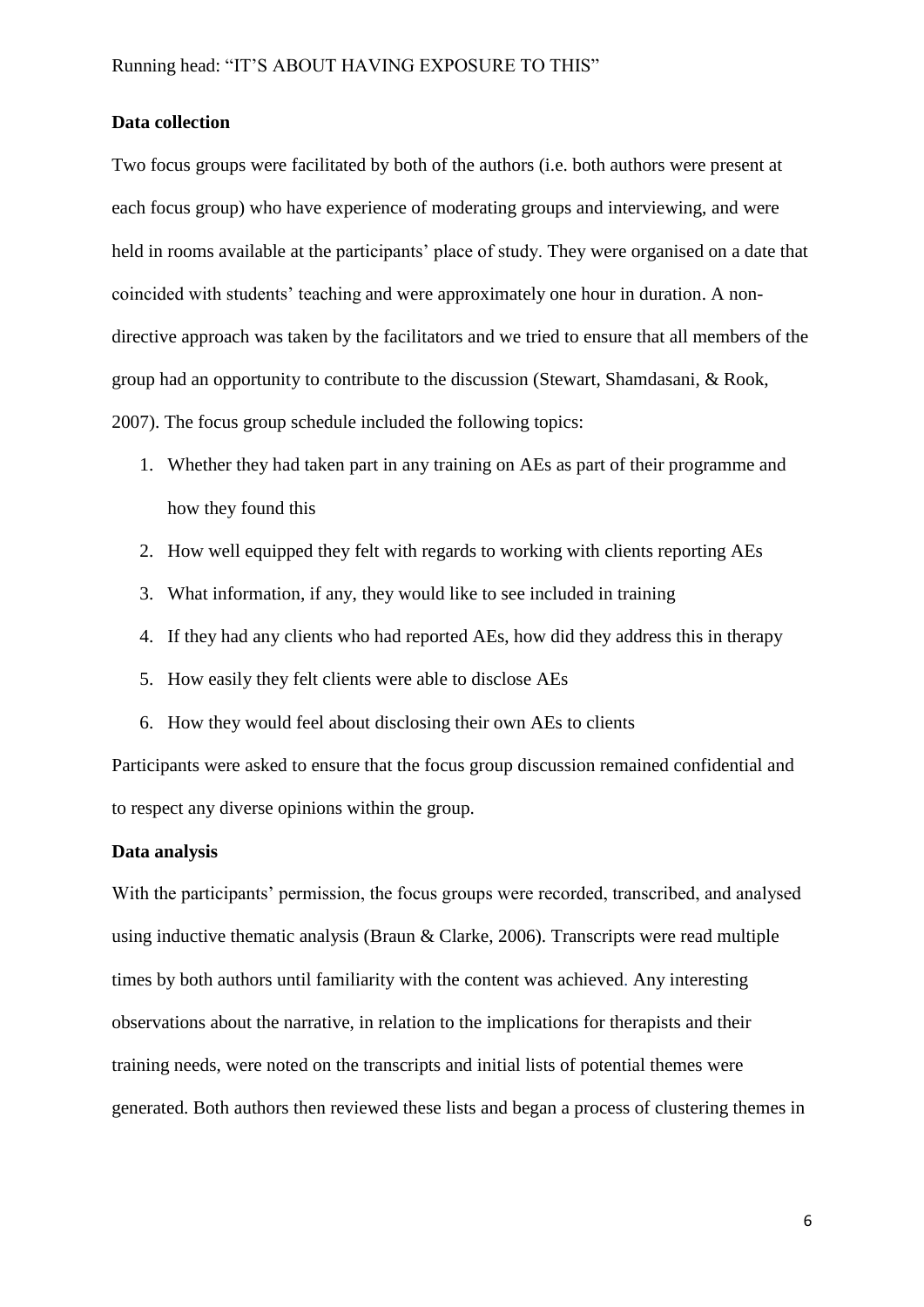**Data collection**

Two focus groups were facilitated by both of the authors (i.e. both authors were present at each focus group) who have experience of moderating groups and interviewing, and were held in rooms available at the participants' place of study. They were organised on a date that coincided with students' teaching and were approximately one hour in duration. A non-directive approach was taken by the facilitators and we tried to ensure that all members of the group had an opportunity to contribute to the discussion (Stewart, Shamdasani, & Rook, 2007). The focus group schedule included the following topics:

1. Whether they had taken part in any training on AEs as part of their programme and how they found this
2. How well equipped they felt with regards to working with clients reporting AEs
3. What information, if any, they would like to see included in training
4. If they had any clients who had reported AEs, how did they address this in therapy
5. How easily they felt clients were able to disclose AEs
6. How they would feel about disclosing their own AEs to clients

Participants were asked to ensure that the focus group discussion remained confidential and to respect any diverse opinions within the group.

**Data analysis**

With the participants' permission, the focus groups were recorded, transcribed, and analysed using inductive thematic analysis (Braun & Clarke, 2006). Transcripts were read multiple times by both authors until familiarity with the content was achieved. Any interesting observations about the narrative, in relation to the implications for therapists and their training needs, were noted on the transcripts and initial lists of potential themes were generated. Both authors then reviewed these lists and began a process of clustering themes in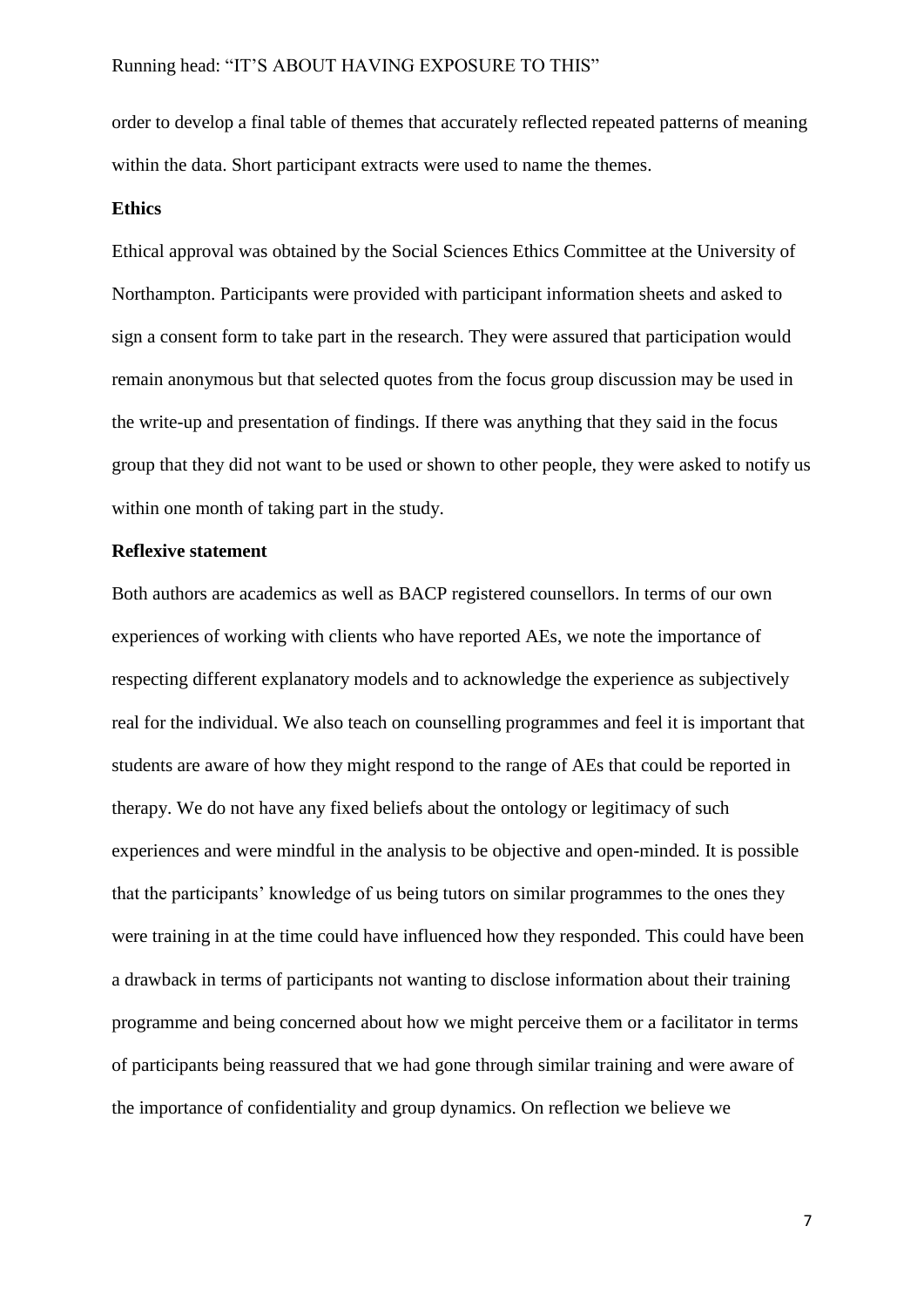order to develop a final table of themes that accurately reflected repeated patterns of meaning within the data. Short participant extracts were used to name the themes.

**Ethics**

Ethical approval was obtained by the Social Sciences Ethics Committee at the University of Northampton. Participants were provided with participant information sheets and asked to sign a consent form to take part in the research. They were assured that participation would remain anonymous but that selected quotes from the focus group discussion may be used in the write-up and presentation of findings. If there was anything that they said in the focus group that they did not want to be used or shown to other people, they were asked to notify us within one month of taking part in the study.

**Reflexive statement**

Both authors are academics as well as BACP registered counsellors. In terms of our own experiences of working with clients who have reported AEs, we note the importance of respecting different explanatory models and to acknowledge the experience as subjectively real for the individual. We also teach on counselling programmes and feel it is important that students are aware of how they might respond to the range of AEs that could be reported in therapy. We do not have any fixed beliefs about the ontology or legitimacy of such experiences and were mindful in the analysis to be objective and open-minded. It is possible that the participants' knowledge of us being tutors on similar programmes to the ones they were training in at the time could have influenced how they responded. This could have been a drawback in terms of participants not wanting to disclose information about their training programme and being concerned about how we might perceive them or a facilitator in terms of participants being reassured that we had gone through similar training and were aware of the importance of confidentiality and group dynamics. On reflection we believe we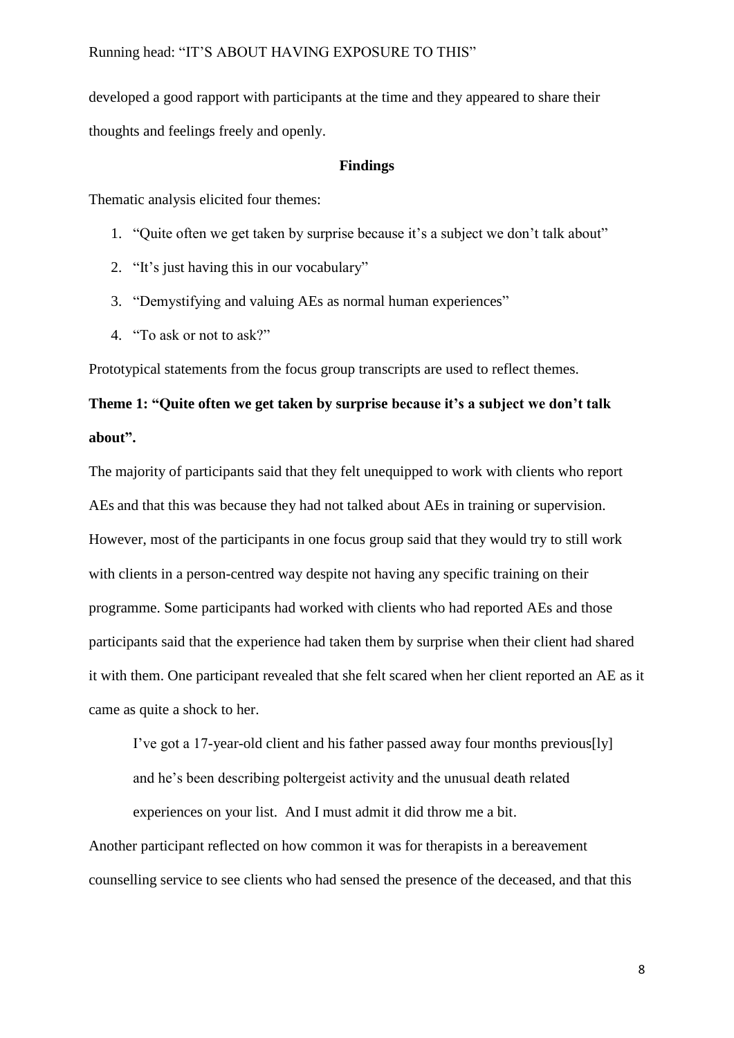developed a good rapport with participants at the time and they appeared to share their thoughts and feelings freely and openly.

## Findings

Thematic analysis elicited four themes:

1. "Quite often we get taken by surprise because it's a subject we don't talk about"
2. "It's just having this in our vocabulary"
3. "Demystifying and valuing AEs as normal human experiences"
4. "To ask or not to ask?"

Prototypical statements from the focus group transcripts are used to reflect themes.

### Theme 1: "Quite often we get taken by surprise because it's a subject we don't talk about".

The majority of participants said that they felt unequipped to work with clients who report AEs and that this was because they had not talked about AEs in training or supervision. However, most of the participants in one focus group said that they would try to still work with clients in a person-centred way despite not having any specific training on their programme. Some participants had worked with clients who had reported AEs and those participants said that the experience had taken them by surprise when their client had shared it with them. One participant revealed that she felt scared when her client reported an AE as it came as quite a shock to her.

> I've got a 17-year-old client and his father passed away four months previous[ly] and he's been describing poltergeist activity and the unusual death related experiences on your list. And I must admit it did throw me a bit.

Another participant reflected on how common it was for therapists in a bereavement counselling service to see clients who had sensed the presence of the deceased, and that this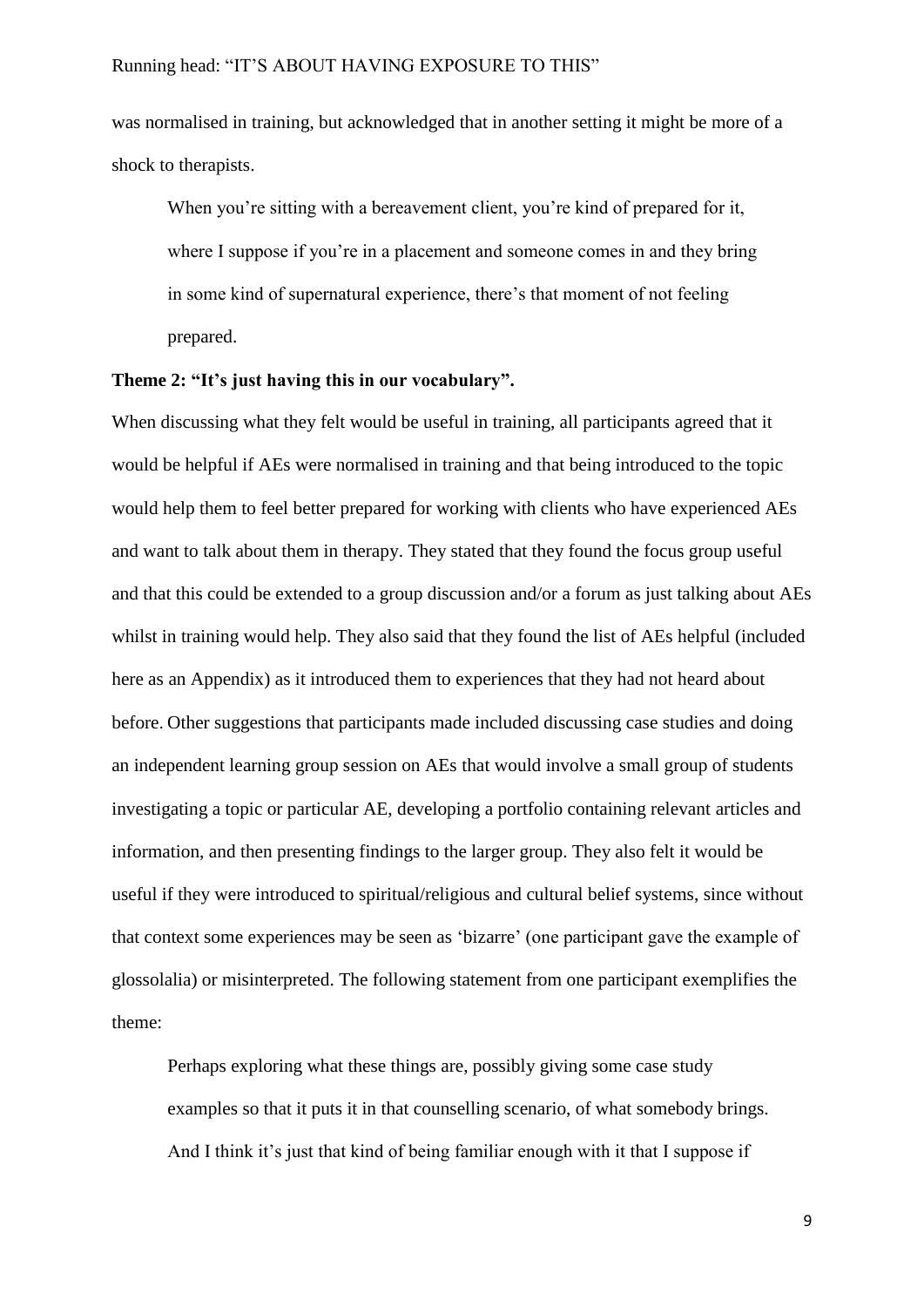was normalised in training, but acknowledged that in another setting it might be more of a shock to therapists.

> When you're sitting with a bereavement client, you're kind of prepared for it, where I suppose if you're in a placement and someone comes in and they bring in some kind of supernatural experience, there's that moment of not feeling prepared.

**Theme 2: "It's just having this in our vocabulary".**

When discussing what they felt would be useful in training, all participants agreed that it would be helpful if AEs were normalised in training and that being introduced to the topic would help them to feel better prepared for working with clients who have experienced AEs and want to talk about them in therapy. They stated that they found the focus group useful and that this could be extended to a group discussion and/or a forum as just talking about AEs whilst in training would help. They also said that they found the list of AEs helpful (included here as an Appendix) as it introduced them to experiences that they had not heard about before. Other suggestions that participants made included discussing case studies and doing an independent learning group session on AEs that would involve a small group of students investigating a topic or particular AE, developing a portfolio containing relevant articles and information, and then presenting findings to the larger group. They also felt it would be useful if they were introduced to spiritual/religious and cultural belief systems, since without that context some experiences may be seen as 'bizarre' (one participant gave the example of glossolalia) or misinterpreted. The following statement from one participant exemplifies the theme:

> Perhaps exploring what these things are, possibly giving some case study examples so that it puts it in that counselling scenario, of what somebody brings. And I think it's just that kind of being familiar enough with it that I suppose if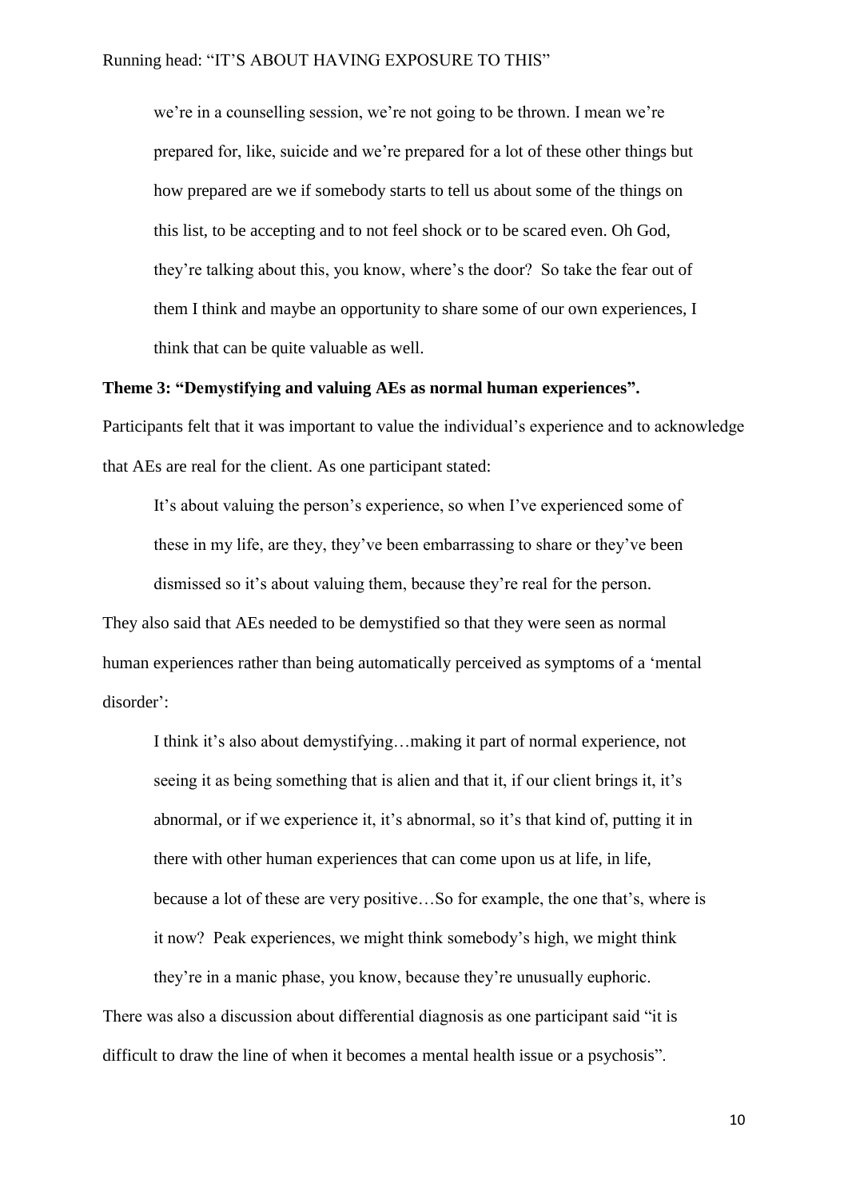> we're in a counselling session, we're not going to be thrown. I mean we're prepared for, like, suicide and we're prepared for a lot of these other things but how prepared are we if somebody starts to tell us about some of the things on this list, to be accepting and to not feel shock or to be scared even. Oh God, they're talking about this, you know, where's the door? So take the fear out of them I think and maybe an opportunity to share some of our own experiences, I think that can be quite valuable as well.

**Theme 3: "Demystifying and valuing AEs as normal human experiences".**

Participants felt that it was important to value the individual's experience and to acknowledge that AEs are real for the client. As one participant stated:

> It's about valuing the person's experience, so when I've experienced some of these in my life, are they, they've been embarrassing to share or they've been dismissed so it's about valuing them, because they're real for the person.

They also said that AEs needed to be demystified so that they were seen as normal human experiences rather than being automatically perceived as symptoms of a 'mental disorder':

> I think it's also about demystifying…making it part of normal experience, not seeing it as being something that is alien and that it, if our client brings it, it's abnormal, or if we experience it, it's abnormal, so it's that kind of, putting it in there with other human experiences that can come upon us at life, in life, because a lot of these are very positive…So for example, the one that's, where is it now? Peak experiences, we might think somebody's high, we might think they're in a manic phase, you know, because they're unusually euphoric.

There was also a discussion about differential diagnosis as one participant said "it is difficult to draw the line of when it becomes a mental health issue or a psychosis".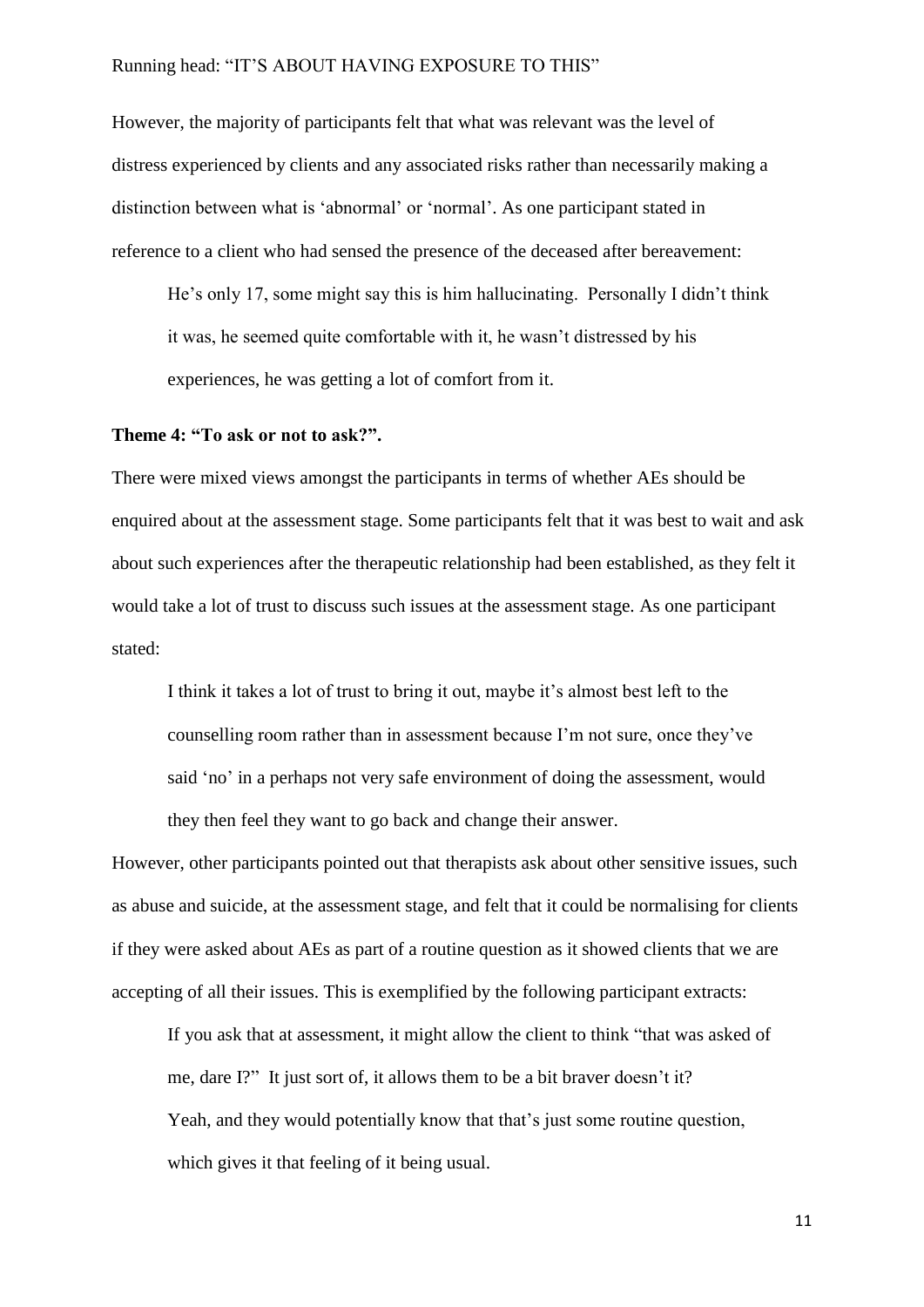However, the majority of participants felt that what was relevant was the level of distress experienced by clients and any associated risks rather than necessarily making a distinction between what is 'abnormal' or 'normal'. As one participant stated in reference to a client who had sensed the presence of the deceased after bereavement:

> He's only 17, some might say this is him hallucinating. Personally I didn't think it was, he seemed quite comfortable with it, he wasn't distressed by his experiences, he was getting a lot of comfort from it.

**Theme 4: "To ask or not to ask?".**

There were mixed views amongst the participants in terms of whether AEs should be enquired about at the assessment stage. Some participants felt that it was best to wait and ask about such experiences after the therapeutic relationship had been established, as they felt it would take a lot of trust to discuss such issues at the assessment stage. As one participant stated:

> I think it takes a lot of trust to bring it out, maybe it's almost best left to the counselling room rather than in assessment because I'm not sure, once they've said 'no' in a perhaps not very safe environment of doing the assessment, would they then feel they want to go back and change their answer.

However, other participants pointed out that therapists ask about other sensitive issues, such as abuse and suicide, at the assessment stage, and felt that it could be normalising for clients if they were asked about AEs as part of a routine question as it showed clients that we are accepting of all their issues. This is exemplified by the following participant extracts:

> If you ask that at assessment, it might allow the client to think "that was asked of me, dare I?" It just sort of, it allows them to be a bit braver doesn't it?
>
> Yeah, and they would potentially know that that's just some routine question, which gives it that feeling of it being usual.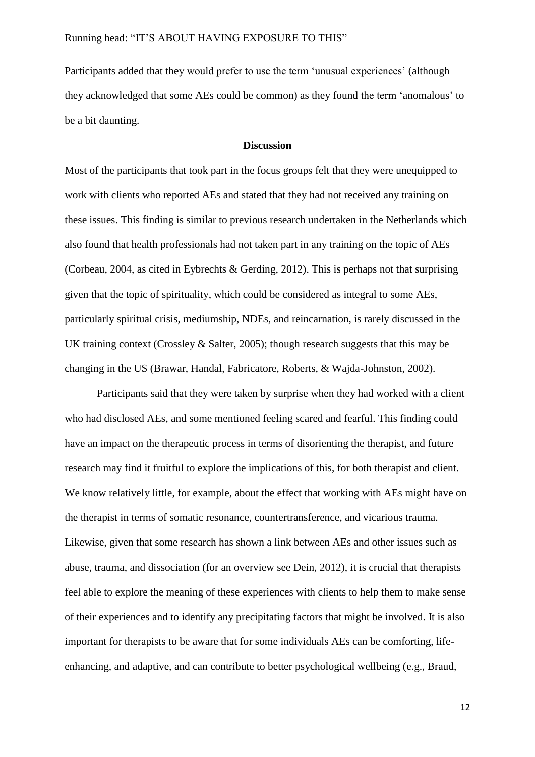Participants added that they would prefer to use the term 'unusual experiences' (although they acknowledged that some AEs could be common) as they found the term 'anomalous' to be a bit daunting.

## Discussion

Most of the participants that took part in the focus groups felt that they were unequipped to work with clients who reported AEs and stated that they had not received any training on these issues. This finding is similar to previous research undertaken in the Netherlands which also found that health professionals had not taken part in any training on the topic of AEs (Corbeau, 2004, as cited in Eybrechts & Gerding, 2012). This is perhaps not that surprising given that the topic of spirituality, which could be considered as integral to some AEs, particularly spiritual crisis, mediumship, NDEs, and reincarnation, is rarely discussed in the UK training context (Crossley & Salter, 2005); though research suggests that this may be changing in the US (Brawar, Handal, Fabricatore, Roberts, & Wajda-Johnston, 2002).

Participants said that they were taken by surprise when they had worked with a client who had disclosed AEs, and some mentioned feeling scared and fearful. This finding could have an impact on the therapeutic process in terms of disorienting the therapist, and future research may find it fruitful to explore the implications of this, for both therapist and client. We know relatively little, for example, about the effect that working with AEs might have on the therapist in terms of somatic resonance, countertransference, and vicarious trauma. Likewise, given that some research has shown a link between AEs and other issues such as abuse, trauma, and dissociation (for an overview see Dein, 2012), it is crucial that therapists feel able to explore the meaning of these experiences with clients to help them to make sense of their experiences and to identify any precipitating factors that might be involved. It is also important for therapists to be aware that for some individuals AEs can be comforting, life-enhancing, and adaptive, and can contribute to better psychological wellbeing (e.g., Braud,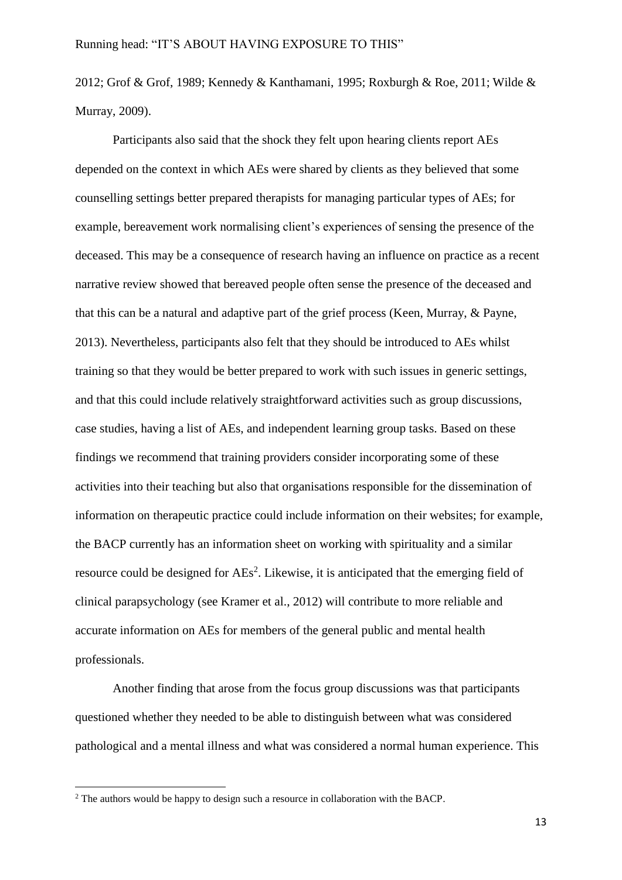2012; Grof & Grof, 1989; Kennedy & Kanthamani, 1995; Roxburgh & Roe, 2011; Wilde & Murray, 2009).

Participants also said that the shock they felt upon hearing clients report AEs depended on the context in which AEs were shared by clients as they believed that some counselling settings better prepared therapists for managing particular types of AEs; for example, bereavement work normalising client's experiences of sensing the presence of the deceased. This may be a consequence of research having an influence on practice as a recent narrative review showed that bereaved people often sense the presence of the deceased and that this can be a natural and adaptive part of the grief process (Keen, Murray, & Payne, 2013). Nevertheless, participants also felt that they should be introduced to AEs whilst training so that they would be better prepared to work with such issues in generic settings, and that this could include relatively straightforward activities such as group discussions, case studies, having a list of AEs, and independent learning group tasks. Based on these findings we recommend that training providers consider incorporating some of these activities into their teaching but also that organisations responsible for the dissemination of information on therapeutic practice could include information on their websites; for example, the BACP currently has an information sheet on working with spirituality and a similar resource could be designed for AEs[2]. Likewise, it is anticipated that the emerging field of clinical parapsychology (see Kramer et al., 2012) will contribute to more reliable and accurate information on AEs for members of the general public and mental health professionals.

Another finding that arose from the focus group discussions was that participants questioned whether they needed to be able to distinguish between what was considered pathological and a mental illness and what was considered a normal human experience. This

[2] The authors would be happy to design such a resource in collaboration with the BACP.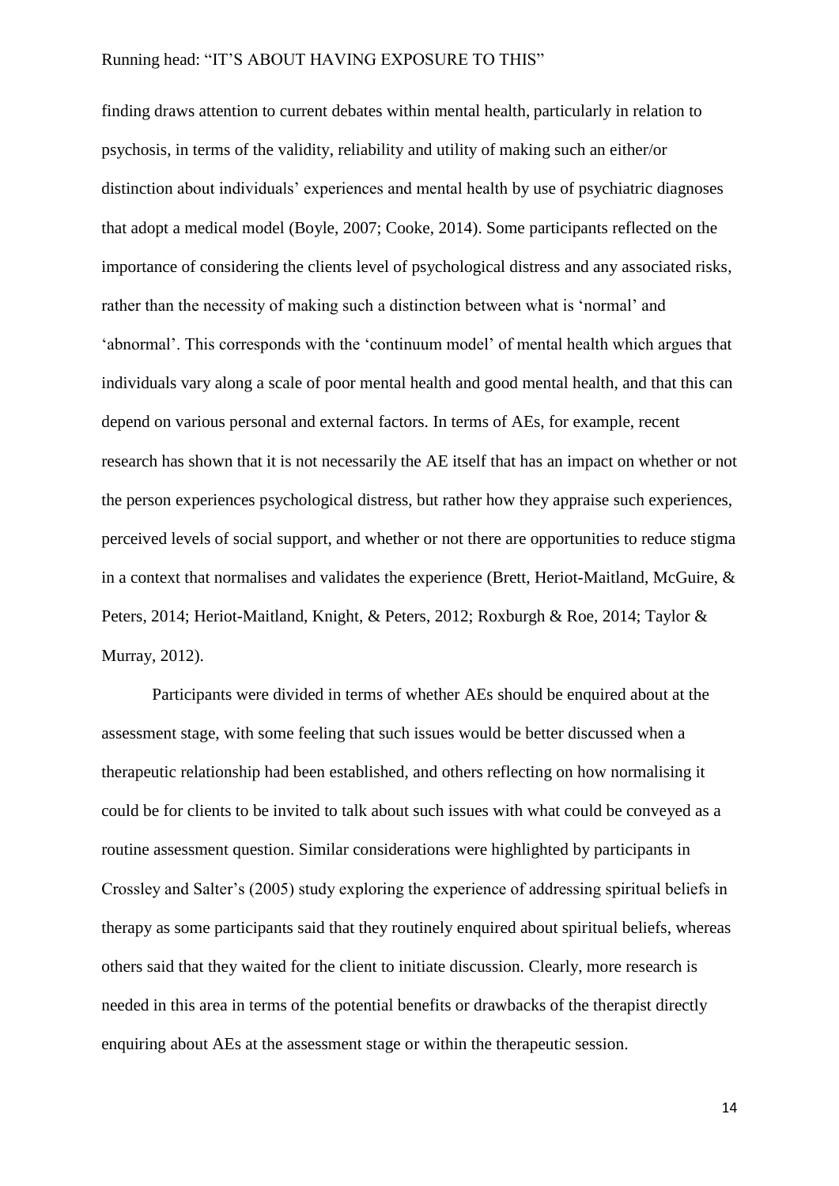finding draws attention to current debates within mental health, particularly in relation to psychosis, in terms of the validity, reliability and utility of making such an either/or distinction about individuals' experiences and mental health by use of psychiatric diagnoses that adopt a medical model (Boyle, 2007; Cooke, 2014). Some participants reflected on the importance of considering the clients level of psychological distress and any associated risks, rather than the necessity of making such a distinction between what is 'normal' and 'abnormal'. This corresponds with the 'continuum model' of mental health which argues that individuals vary along a scale of poor mental health and good mental health, and that this can depend on various personal and external factors. In terms of AEs, for example, recent research has shown that it is not necessarily the AE itself that has an impact on whether or not the person experiences psychological distress, but rather how they appraise such experiences, perceived levels of social support, and whether or not there are opportunities to reduce stigma in a context that normalises and validates the experience (Brett, Heriot-Maitland, McGuire, & Peters, 2014; Heriot-Maitland, Knight, & Peters, 2012; Roxburgh & Roe, 2014; Taylor & Murray, 2012).

Participants were divided in terms of whether AEs should be enquired about at the assessment stage, with some feeling that such issues would be better discussed when a therapeutic relationship had been established, and others reflecting on how normalising it could be for clients to be invited to talk about such issues with what could be conveyed as a routine assessment question. Similar considerations were highlighted by participants in Crossley and Salter's (2005) study exploring the experience of addressing spiritual beliefs in therapy as some participants said that they routinely enquired about spiritual beliefs, whereas others said that they waited for the client to initiate discussion. Clearly, more research is needed in this area in terms of the potential benefits or drawbacks of the therapist directly enquiring about AEs at the assessment stage or within the therapeutic session.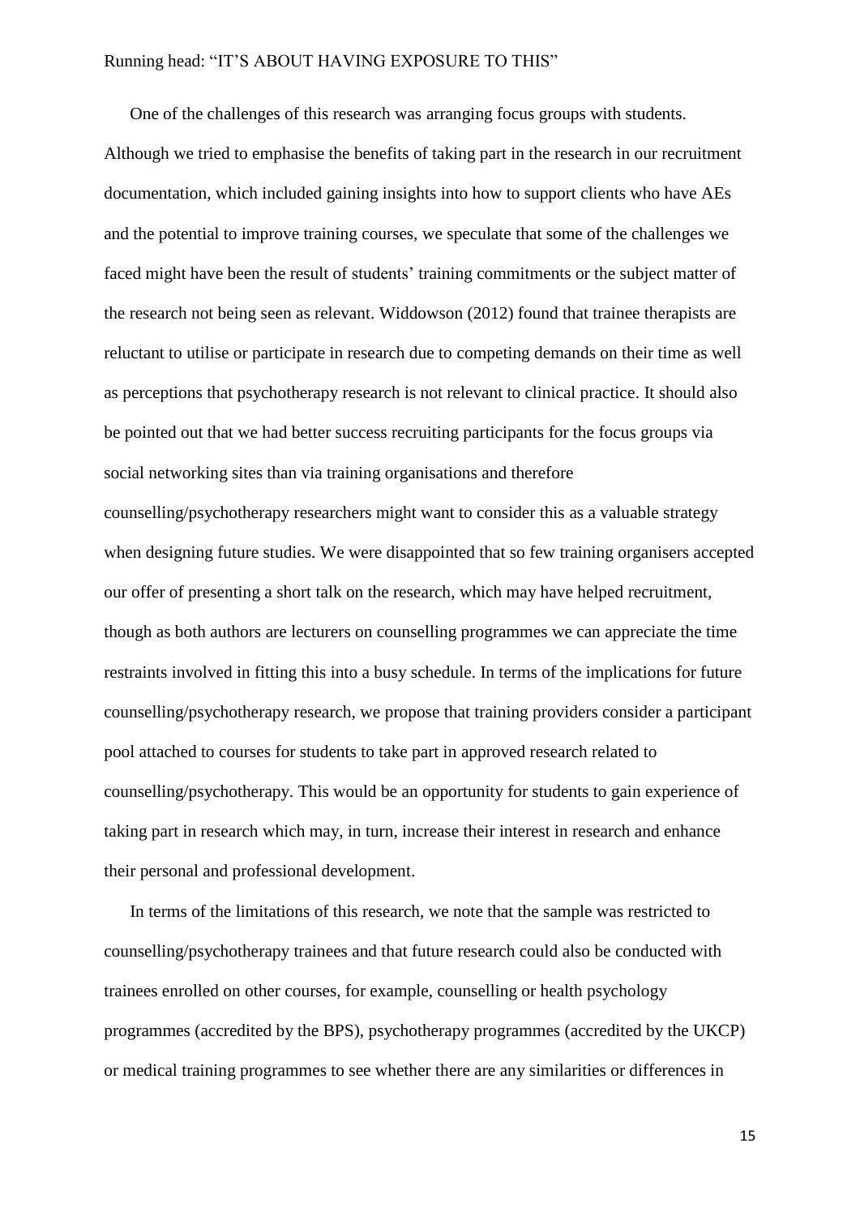One of the challenges of this research was arranging focus groups with students. Although we tried to emphasise the benefits of taking part in the research in our recruitment documentation, which included gaining insights into how to support clients who have AEs and the potential to improve training courses, we speculate that some of the challenges we faced might have been the result of students' training commitments or the subject matter of the research not being seen as relevant. Widdowson (2012) found that trainee therapists are reluctant to utilise or participate in research due to competing demands on their time as well as perceptions that psychotherapy research is not relevant to clinical practice. It should also be pointed out that we had better success recruiting participants for the focus groups via social networking sites than via training organisations and therefore counselling/psychotherapy researchers might want to consider this as a valuable strategy when designing future studies. We were disappointed that so few training organisers accepted our offer of presenting a short talk on the research, which may have helped recruitment, though as both authors are lecturers on counselling programmes we can appreciate the time restraints involved in fitting this into a busy schedule. In terms of the implications for future counselling/psychotherapy research, we propose that training providers consider a participant pool attached to courses for students to take part in approved research related to counselling/psychotherapy. This would be an opportunity for students to gain experience of taking part in research which may, in turn, increase their interest in research and enhance their personal and professional development.

In terms of the limitations of this research, we note that the sample was restricted to counselling/psychotherapy trainees and that future research could also be conducted with trainees enrolled on other courses, for example, counselling or health psychology programmes (accredited by the BPS), psychotherapy programmes (accredited by the UKCP) or medical training programmes to see whether there are any similarities or differences in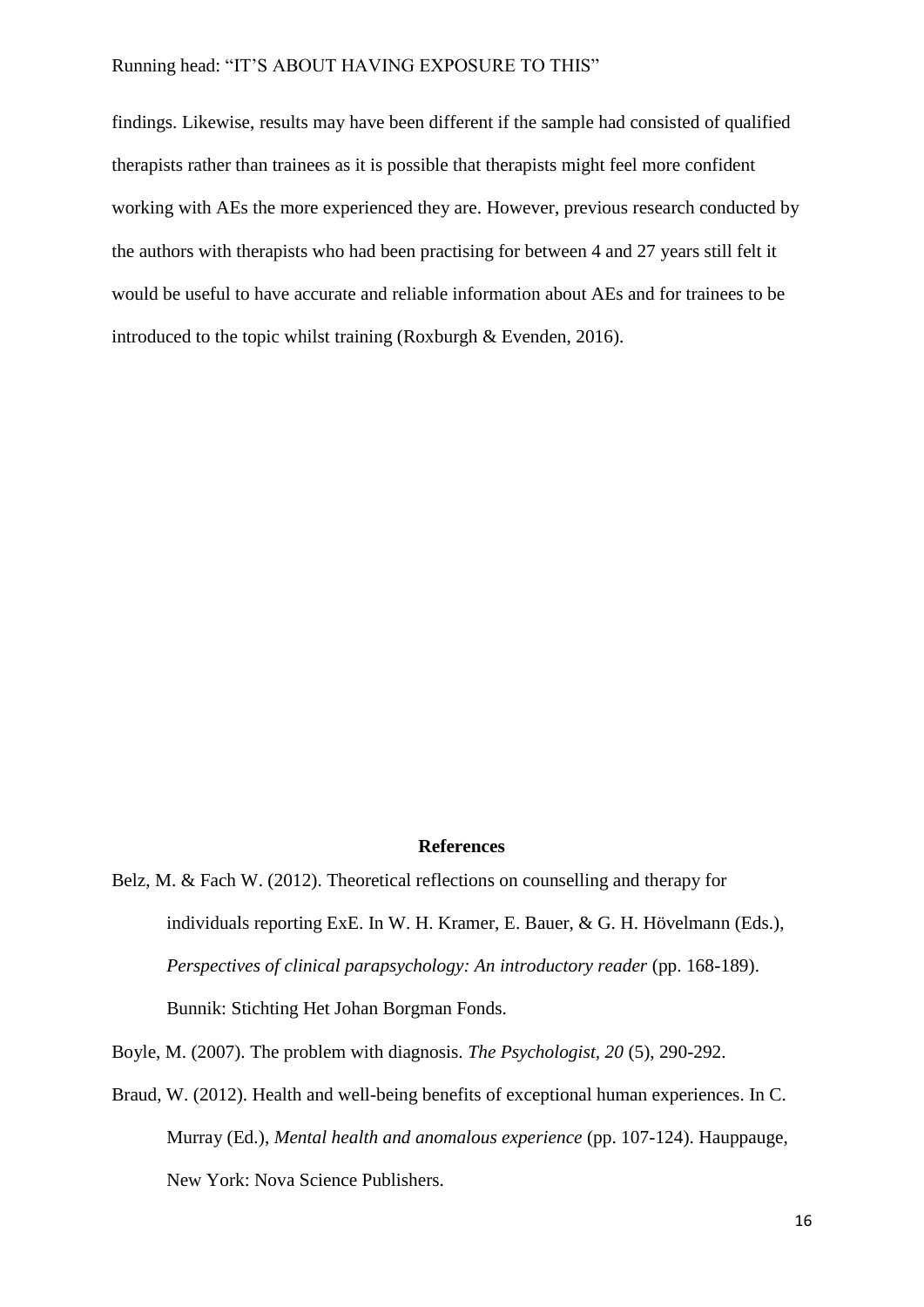findings. Likewise, results may have been different if the sample had consisted of qualified therapists rather than trainees as it is possible that therapists might feel more confident working with AEs the more experienced they are. However, previous research conducted by the authors with therapists who had been practising for between 4 and 27 years still felt it would be useful to have accurate and reliable information about AEs and for trainees to be introduced to the topic whilst training (Roxburgh & Evenden, 2016).

## References

Belz, M. & Fach W. (2012). Theoretical reflections on counselling and therapy for individuals reporting ExE. In W. H. Kramer, E. Bauer, & G. H. Hövelmann (Eds.), *Perspectives of clinical parapsychology: An introductory reader* (pp. 168-189). Bunnik: Stichting Het Johan Borgman Fonds.

Boyle, M. (2007). The problem with diagnosis. *The Psychologist, 20* (5), 290-292.

Braud, W. (2012). Health and well-being benefits of exceptional human experiences. In C. Murray (Ed.), *Mental health and anomalous experience* (pp. 107-124). Hauppauge, New York: Nova Science Publishers.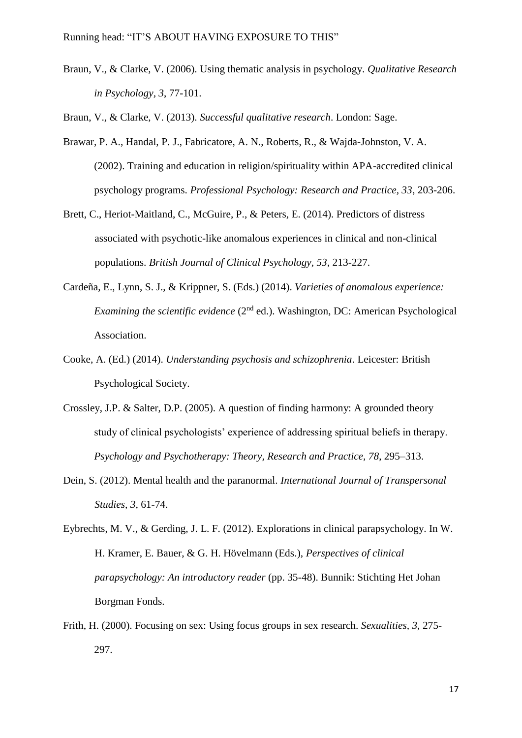Braun, V., & Clarke, V. (2006). Using thematic analysis in psychology. *Qualitative Research in Psychology, 3*, 77-101.

Braun, V., & Clarke, V. (2013). *Successful qualitative research*. London: Sage.

Brawar, P. A., Handal, P. J., Fabricatore, A. N., Roberts, R., & Wajda-Johnston, V. A. (2002). Training and education in religion/spirituality within APA-accredited clinical psychology programs. *Professional Psychology: Research and Practice, 33*, 203-206.

Brett, C., Heriot-Maitland, C., McGuire, P., & Peters, E. (2014). Predictors of distress associated with psychotic-like anomalous experiences in clinical and non-clinical populations. *British Journal of Clinical Psychology, 53*, 213-227.

Cardeña, E., Lynn, S. J., & Krippner, S. (Eds.) (2014). *Varieties of anomalous experience: Examining the scientific evidence* (2nd ed.). Washington, DC: American Psychological Association.

Cooke, A. (Ed.) (2014). *Understanding psychosis and schizophrenia*. Leicester: British Psychological Society.

Crossley, J.P. & Salter, D.P. (2005). A question of finding harmony: A grounded theory study of clinical psychologists' experience of addressing spiritual beliefs in therapy. *Psychology and Psychotherapy: Theory, Research and Practice, 78*, 295–313.

Dein, S. (2012). Mental health and the paranormal. *International Journal of Transpersonal Studies, 3*, 61-74.

Eybrechts, M. V., & Gerding, J. L. F. (2012). Explorations in clinical parapsychology. In W. H. Kramer, E. Bauer, & G. H. Hövelmann (Eds.), *Perspectives of clinical parapsychology: An introductory reader* (pp. 35-48). Bunnik: Stichting Het Johan Borgman Fonds.

Frith, H. (2000). Focusing on sex: Using focus groups in sex research. *Sexualities, 3*, 275-297.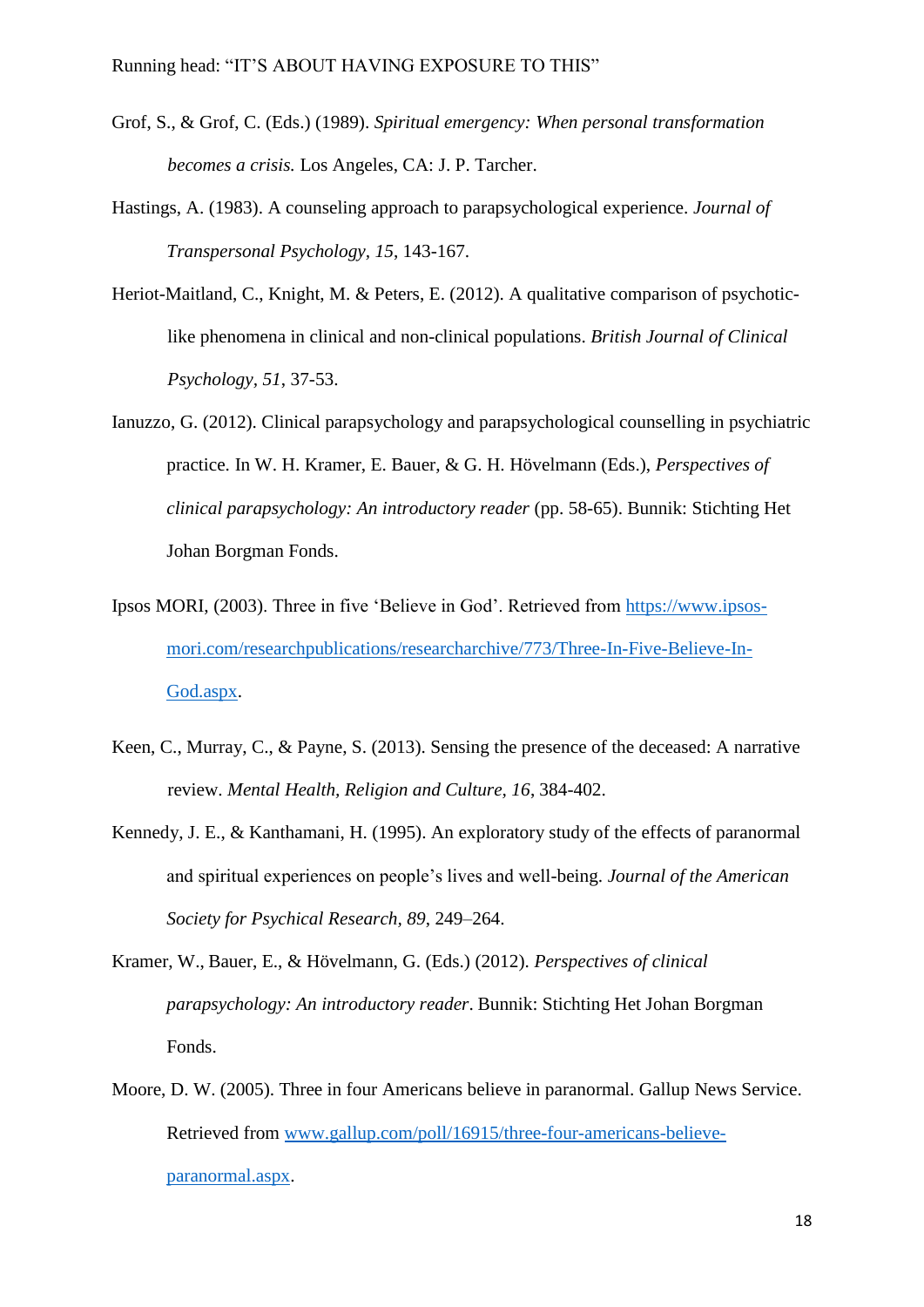Grof, S., & Grof, C. (Eds.) (1989). *Spiritual emergency: When personal transformation becomes a crisis.* Los Angeles, CA: J. P. Tarcher.

Hastings, A. (1983). A counseling approach to parapsychological experience. *Journal of Transpersonal Psychology, 15*, 143-167.

Heriot-Maitland, C., Knight, M. & Peters, E. (2012). A qualitative comparison of psychotic-like phenomena in clinical and non-clinical populations. *British Journal of Clinical Psychology, 51*, 37-53.

Ianuzzo, G. (2012). Clinical parapsychology and parapsychological counselling in psychiatric practice. In W. H. Kramer, E. Bauer, & G. H. Hövelmann (Eds.), *Perspectives of clinical parapsychology: An introductory reader* (pp. 58-65). Bunnik: Stichting Het Johan Borgman Fonds.

Ipsos MORI, (2003). Three in five 'Believe in God'. Retrieved from https://www.ipsos-mori.com/researchpublications/researcharchive/773/Three-In-Five-Believe-In-God.aspx.

Keen, C., Murray, C., & Payne, S. (2013). Sensing the presence of the deceased: A narrative review. *Mental Health, Religion and Culture, 16*, 384-402.

Kennedy, J. E., & Kanthamani, H. (1995). An exploratory study of the effects of paranormal and spiritual experiences on people's lives and well-being. *Journal of the American Society for Psychical Research, 89*, 249–264.

Kramer, W., Bauer, E., & Hövelmann, G. (Eds.) (2012). *Perspectives of clinical parapsychology: An introductory reader*. Bunnik: Stichting Het Johan Borgman Fonds.

Moore, D. W. (2005). Three in four Americans believe in paranormal. Gallup News Service. Retrieved from www.gallup.com/poll/16915/three-four-americans-believe-paranormal.aspx.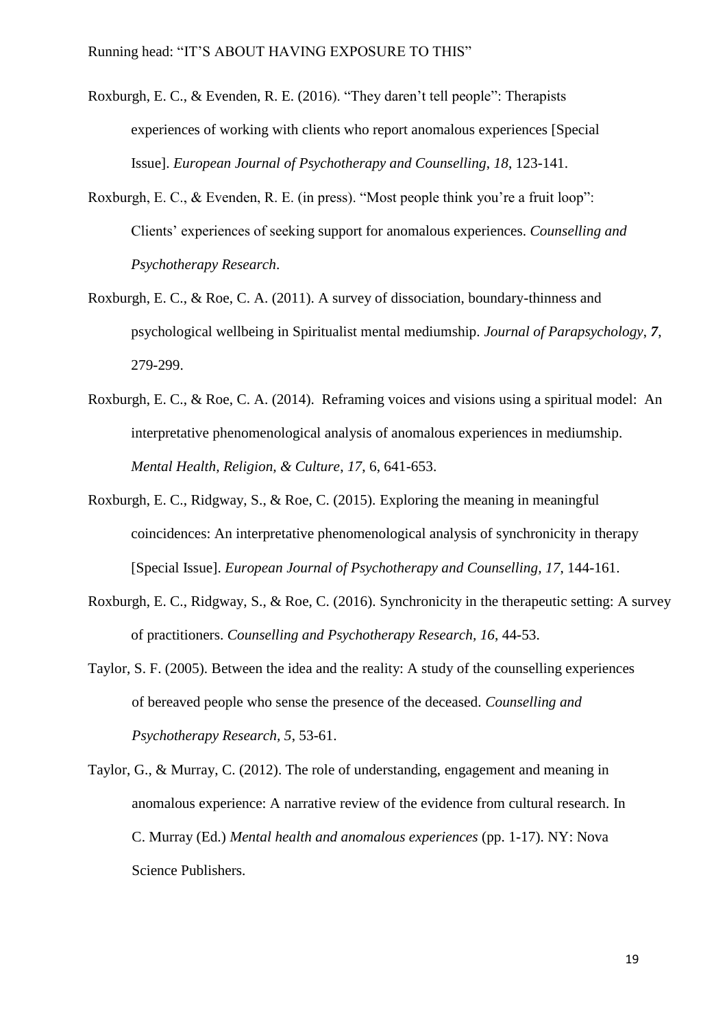Roxburgh, E. C., & Evenden, R. E. (2016). “They daren’t tell people”: Therapists experiences of working with clients who report anomalous experiences [Special Issue]. *European Journal of Psychotherapy and Counselling*, *18*, 123-141.

Roxburgh, E. C., & Evenden, R. E. (in press). “Most people think you’re a fruit loop”: Clients’ experiences of seeking support for anomalous experiences. *Counselling and Psychotherapy Research*.

Roxburgh, E. C., & Roe, C. A. (2011). A survey of dissociation, boundary-thinness and psychological wellbeing in Spiritualist mental mediumship. *Journal of Parapsychology*, ***7***, 279-299.

Roxburgh, E. C., & Roe, C. A. (2014). Reframing voices and visions using a spiritual model: An interpretative phenomenological analysis of anomalous experiences in mediumship. *Mental Health, Religion, & Culture, 17*, 6, 641-653.

Roxburgh, E. C., Ridgway, S., & Roe, C. (2015). Exploring the meaning in meaningful coincidences: An interpretative phenomenological analysis of synchronicity in therapy [Special Issue]. *European Journal of Psychotherapy and Counselling, 17*, 144-161.

Roxburgh, E. C., Ridgway, S., & Roe, C. (2016). Synchronicity in the therapeutic setting: A survey of practitioners. *Counselling and Psychotherapy Research, 16*, 44-53.

Taylor, S. F. (2005). Between the idea and the reality: A study of the counselling experiences of bereaved people who sense the presence of the deceased. *Counselling and Psychotherapy Research, 5*, 53-61.

Taylor, G., & Murray, C. (2012). The role of understanding, engagement and meaning in anomalous experience: A narrative review of the evidence from cultural research. In C. Murray (Ed.) *Mental health and anomalous experiences* (pp. 1-17). NY: Nova Science Publishers.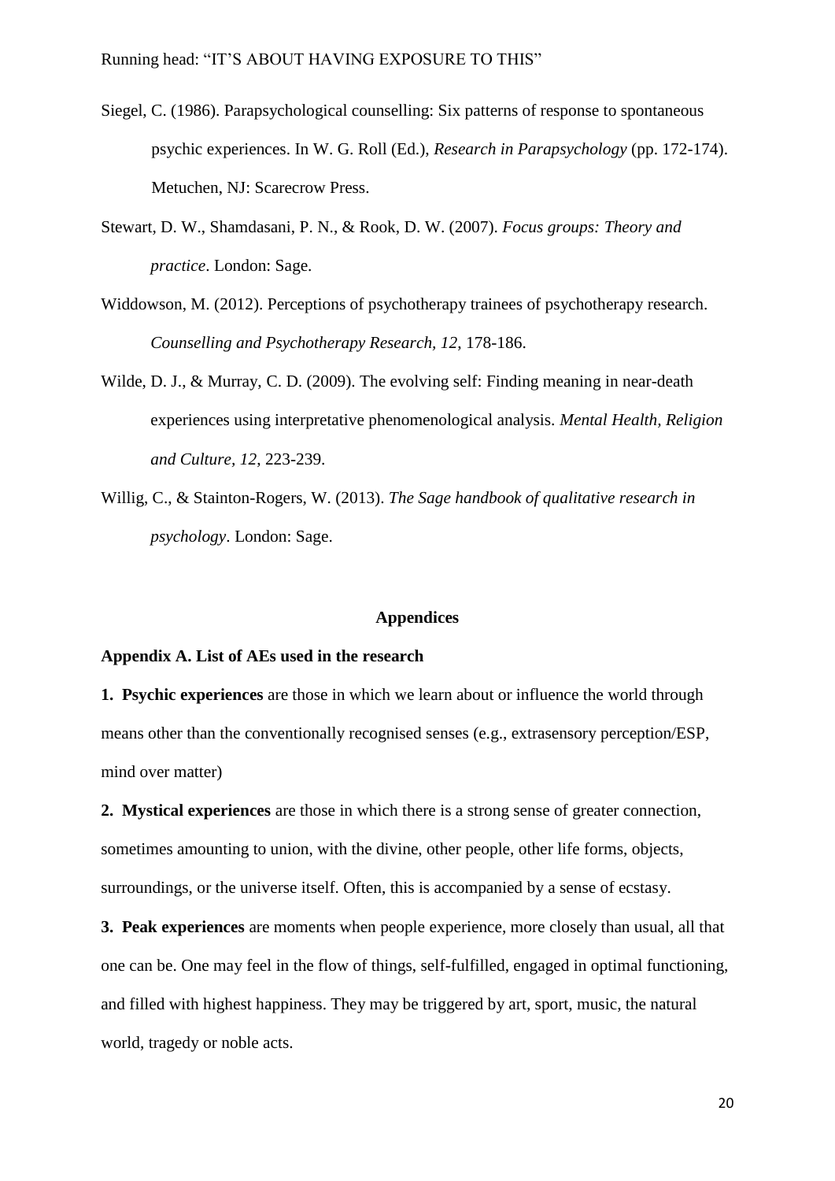Siegel, C. (1986). Parapsychological counselling: Six patterns of response to spontaneous psychic experiences. In W. G. Roll (Ed.), *Research in Parapsychology* (pp. 172-174). Metuchen, NJ: Scarecrow Press.

Stewart, D. W., Shamdasani, P. N., & Rook, D. W. (2007). *Focus groups: Theory and practice*. London: Sage.

Widdowson, M. (2012). Perceptions of psychotherapy trainees of psychotherapy research. *Counselling and Psychotherapy Research, 12*, 178-186.

Wilde, D. J., & Murray, C. D. (2009). The evolving self: Finding meaning in near-death experiences using interpretative phenomenological analysis. *Mental Health, Religion and Culture, 12*, 223-239.

Willig, C., & Stainton-Rogers, W. (2013). *The Sage handbook of qualitative research in psychology*. London: Sage.

## Appendices

### Appendix A. List of AEs used in the research

**1. Psychic experiences** are those in which we learn about or influence the world through means other than the conventionally recognised senses (e.g., extrasensory perception/ESP, mind over matter)

**2. Mystical experiences** are those in which there is a strong sense of greater connection, sometimes amounting to union, with the divine, other people, other life forms, objects, surroundings, or the universe itself. Often, this is accompanied by a sense of ecstasy.

**3. Peak experiences** are moments when people experience, more closely than usual, all that one can be. One may feel in the flow of things, self-fulfilled, engaged in optimal functioning, and filled with highest happiness. They may be triggered by art, sport, music, the natural world, tragedy or noble acts.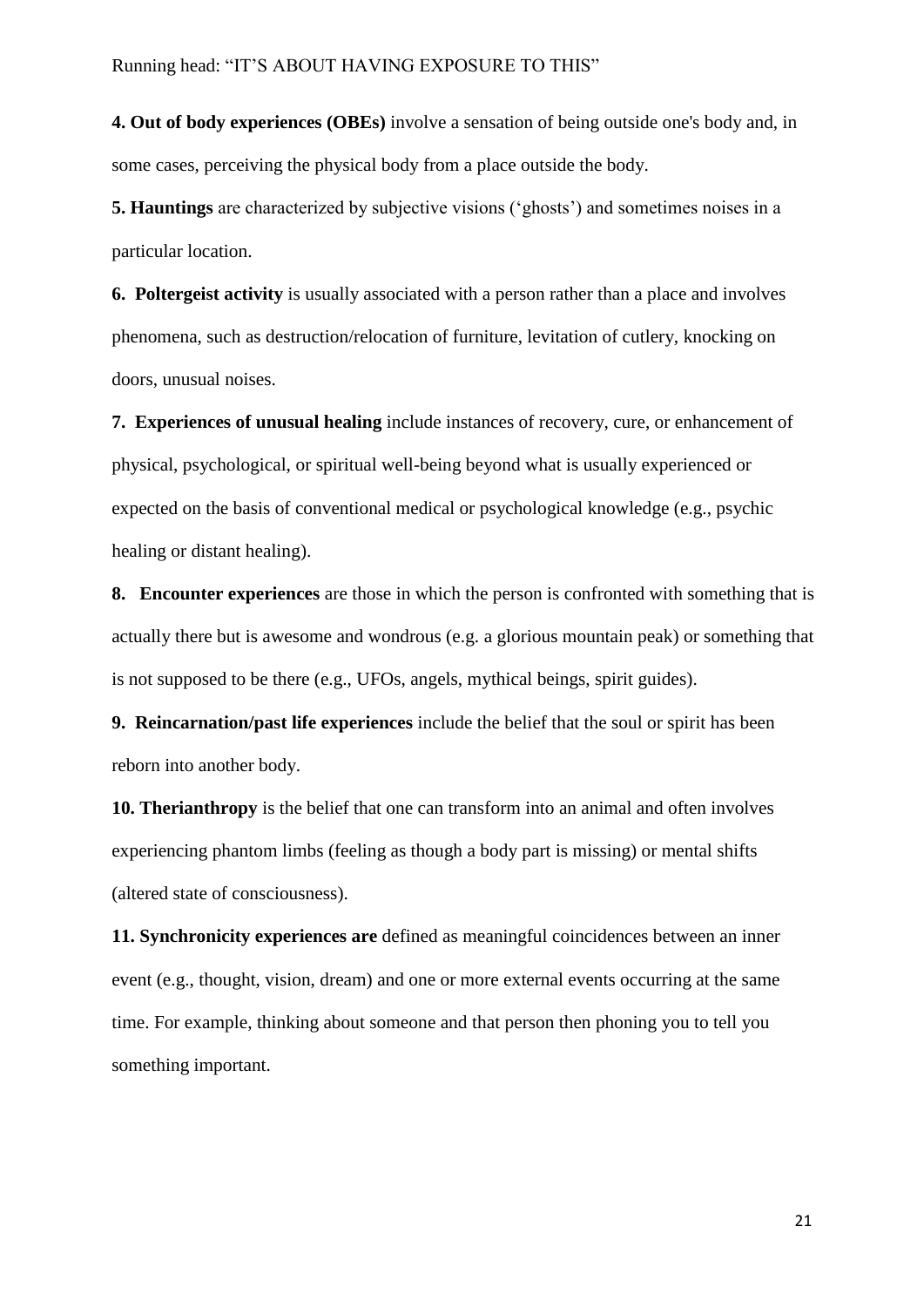**4. Out of body experiences (OBEs)** involve a sensation of being outside one's body and, in some cases, perceiving the physical body from a place outside the body.

**5. Hauntings** are characterized by subjective visions ('ghosts') and sometimes noises in a particular location.

**6. Poltergeist activity** is usually associated with a person rather than a place and involves phenomena, such as destruction/relocation of furniture, levitation of cutlery, knocking on doors, unusual noises.

**7. Experiences of unusual healing** include instances of recovery, cure, or enhancement of physical, psychological, or spiritual well-being beyond what is usually experienced or expected on the basis of conventional medical or psychological knowledge (e.g., psychic healing or distant healing).

**8. Encounter experiences** are those in which the person is confronted with something that is actually there but is awesome and wondrous (e.g. a glorious mountain peak) or something that is not supposed to be there (e.g., UFOs, angels, mythical beings, spirit guides).

**9. Reincarnation/past life experiences** include the belief that the soul or spirit has been reborn into another body.

**10. Therianthropy** is the belief that one can transform into an animal and often involves experiencing phantom limbs (feeling as though a body part is missing) or mental shifts (altered state of consciousness).

**11. Synchronicity experiences are** defined as meaningful coincidences between an inner event (e.g., thought, vision, dream) and one or more external events occurring at the same time. For example, thinking about someone and that person then phoning you to tell you something important.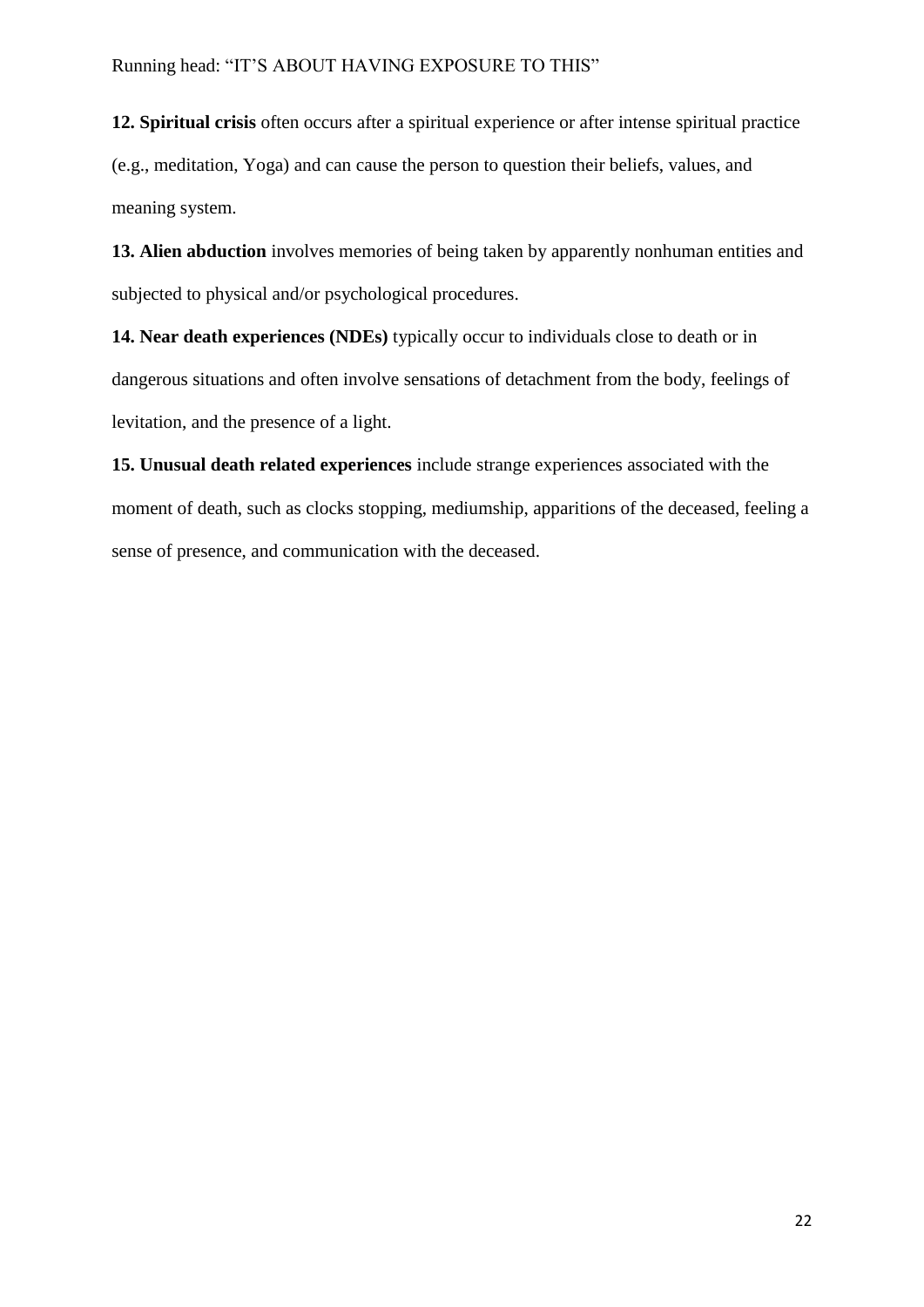**12. Spiritual crisis** often occurs after a spiritual experience or after intense spiritual practice (e.g., meditation, Yoga) and can cause the person to question their beliefs, values, and meaning system.

**13. Alien abduction** involves memories of being taken by apparently nonhuman entities and subjected to physical and/or psychological procedures.

**14. Near death experiences (NDEs)** typically occur to individuals close to death or in dangerous situations and often involve sensations of detachment from the body, feelings of levitation, and the presence of a light.

**15. Unusual death related experiences** include strange experiences associated with the moment of death, such as clocks stopping, mediumship, apparitions of the deceased, feeling a sense of presence, and communication with the deceased.